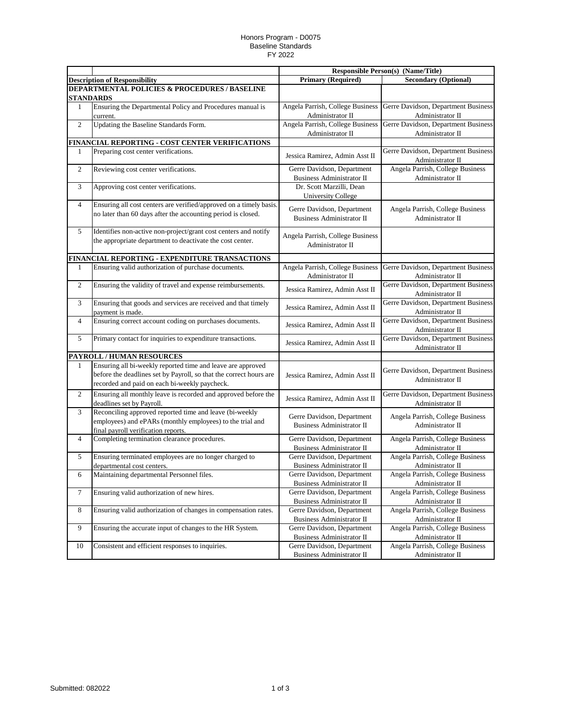Honors Program - D0075
Baseline Standards
FY 2022

| | | Responsible Person(s) (Name/Title) | |
|---|---|---|---|
| **Description of Responsibility** | | **Primary (Required)** | **Secondary (Optional)** |
| **DEPARTMENTAL POLICIES & PROCEDURES / BASELINE STANDARDS** | | | |
| 1 | Ensuring the Departmental Policy and Procedures manual is current. | Angela Parrish, College Business Administrator II | Gerre Davidson, Department Business Administrator II |
| 2 | Updating the Baseline Standards Form. | Angela Parrish, College Business Administrator II | Gerre Davidson, Department Business Administrator II |
| **FINANCIAL REPORTING - COST CENTER VERIFICATIONS** | | | |
| 1 | Preparing cost center verifications. | Jessica Ramirez, Admin Asst II | Gerre Davidson, Department Business Administrator II |
| 2 | Reviewing cost center verifications. | Gerre Davidson, Department Business Administrator II | Angela Parrish, College Business Administrator II |
| 3 | Approving cost center verifications. | Dr. Scott Marzilli, Dean University College | |
| 4 | Ensuring all cost centers are verified/approved on a timely basis. no later than 60 days after the accounting period is closed. | Gerre Davidson, Department Business Administrator II | Angela Parrish, College Business Administrator II |
| 5 | Identifies non-active non-project/grant cost centers and notify the appropriate department to deactivate the cost center. | Angela Parrish, College Business Administrator II | |
| **FINANCIAL REPORTING - EXPENDITURE TRANSACTIONS** | | | |
| 1 | Ensuring valid authorization of purchase documents. | Angela Parrish, College Business Administrator II | Gerre Davidson, Department Business Administrator II |
| 2 | Ensuring the validity of travel and expense reimbursements. | Jessica Ramirez, Admin Asst II | Gerre Davidson, Department Business Administrator II |
| 3 | Ensuring that goods and services are received and that timely payment is made. | Jessica Ramirez, Admin Asst II | Gerre Davidson, Department Business Administrator II |
| 4 | Ensuring correct account coding on purchases documents. | Jessica Ramirez, Admin Asst II | Gerre Davidson, Department Business Administrator II |
| 5 | Primary contact for inquiries to expenditure transactions. | Jessica Ramirez, Admin Asst II | Gerre Davidson, Department Business Administrator II |
| **PAYROLL / HUMAN RESOURCES** | | | |
| 1 | Ensuring all bi-weekly reported time and leave are approved before the deadlines set by Payroll, so that the correct hours are recorded and paid on each bi-weekly paycheck. | Jessica Ramirez, Admin Asst II | Gerre Davidson, Department Business Administrator II |
| 2 | Ensuring all monthly leave is recorded and approved before the deadlines set by Payroll. | Jessica Ramirez, Admin Asst II | Gerre Davidson, Department Business Administrator II |
| 3 | Reconciling approved reported time and leave (bi-weekly employees) and ePARs (monthly employees) to the trial and final payroll verification reports. | Gerre Davidson, Department Business Administrator II | Angela Parrish, College Business Administrator II |
| 4 | Completing termination clearance procedures. | Gerre Davidson, Department Business Administrator II | Angela Parrish, College Business Administrator II |
| 5 | Ensuring terminated employees are no longer charged to departmental cost centers. | Gerre Davidson, Department Business Administrator II | Angela Parrish, College Business Administrator II |
| 6 | Maintaining departmental Personnel files. | Gerre Davidson, Department Business Administrator II | Angela Parrish, College Business Administrator II |
| 7 | Ensuring valid authorization of new hires. | Gerre Davidson, Department Business Administrator II | Angela Parrish, College Business Administrator II |
| 8 | Ensuring valid authorization of changes in compensation rates. | Gerre Davidson, Department Business Administrator II | Angela Parrish, College Business Administrator II |
| 9 | Ensuring the accurate input of changes to the HR System. | Gerre Davidson, Department Business Administrator II | Angela Parrish, College Business Administrator II |
| 10 | Consistent and efficient responses to inquiries. | Gerre Davidson, Department Business Administrator II | Angela Parrish, College Business Administrator II |

Submitted: 082022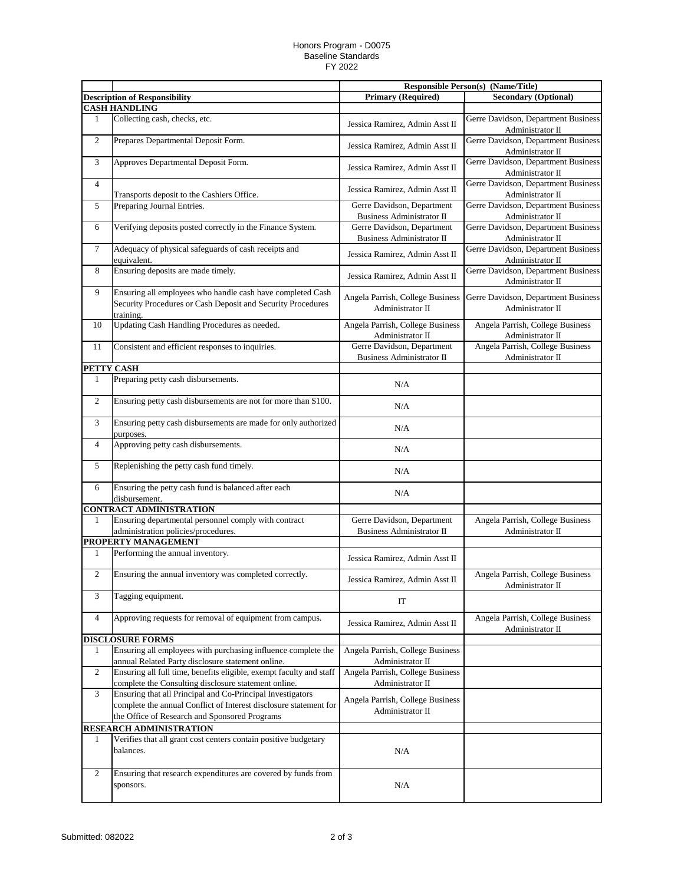Honors Program - D0075
Baseline Standards
FY 2022

| | | Responsible Person(s) (Name/Title) | |
|---|---|---|---|
| | **Description of Responsibility** | **Primary (Required)** | **Secondary (Optional)** |
| **CASH HANDLING** | | | |
| 1 | Collecting cash, checks, etc. | Jessica Ramirez, Admin Asst II | Gerre Davidson, Department Business Administrator II |
| 2 | Prepares Departmental Deposit Form. | Jessica Ramirez, Admin Asst II | Gerre Davidson, Department Business Administrator II |
| 3 | Approves Departmental Deposit Form. | Jessica Ramirez, Admin Asst II | Gerre Davidson, Department Business Administrator II |
| 4 | Transports deposit to the Cashiers Office. | Jessica Ramirez, Admin Asst II | Gerre Davidson, Department Business Administrator II |
| 5 | Preparing Journal Entries. | Gerre Davidson, Department Business Administrator II | Gerre Davidson, Department Business Administrator II |
| 6 | Verifying deposits posted correctly in the Finance System. | Gerre Davidson, Department Business Administrator II | Gerre Davidson, Department Business Administrator II |
| 7 | Adequacy of physical safeguards of cash receipts and equivalent. | Jessica Ramirez, Admin Asst II | Gerre Davidson, Department Business Administrator II |
| 8 | Ensuring deposits are made timely. | Jessica Ramirez, Admin Asst II | Gerre Davidson, Department Business Administrator II |
| 9 | Ensuring all employees who handle cash have completed Cash Security Procedures or Cash Deposit and Security Procedures training. | Angela Parrish, College Business Administrator II | Gerre Davidson, Department Business Administrator II |
| 10 | Updating Cash Handling Procedures as needed. | Angela Parrish, College Business Administrator II | Angela Parrish, College Business Administrator II |
| 11 | Consistent and efficient responses to inquiries. | Gerre Davidson, Department Business Administrator II | Angela Parrish, College Business Administrator II |
| **PETTY CASH** | | | |
| 1 | Preparing petty cash disbursements. | N/A | |
| 2 | Ensuring petty cash disbursements are not for more than $100. | N/A | |
| 3 | Ensuring petty cash disbursements are made for only authorized purposes. | N/A | |
| 4 | Approving petty cash disbursements. | N/A | |
| 5 | Replenishing the petty cash fund timely. | N/A | |
| 6 | Ensuring the petty cash fund is balanced after each disbursement. | N/A | |
| **CONTRACT ADMINISTRATION** | | | |
| 1 | Ensuring departmental personnel comply with contract administration policies/procedures. | Gerre Davidson, Department Business Administrator II | Angela Parrish, College Business Administrator II |
| **PROPERTY MANAGEMENT** | | | |
| 1 | Performing the annual inventory. | Jessica Ramirez, Admin Asst II | |
| 2 | Ensuring the annual inventory was completed correctly. | Jessica Ramirez, Admin Asst II | Angela Parrish, College Business Administrator II |
| 3 | Tagging equipment. | IT | |
| 4 | Approving requests for removal of equipment from campus. | Jessica Ramirez, Admin Asst II | Angela Parrish, College Business Administrator II |
| **DISCLOSURE FORMS** | | | |
| 1 | Ensuring all employees with purchasing influence complete the annual Related Party disclosure statement online. | Angela Parrish, College Business Administrator II | |
| 2 | Ensuring all full time, benefits eligible, exempt faculty and staff complete the Consulting disclosure statement online. | Angela Parrish, College Business Administrator II | |
| 3 | Ensuring that all Principal and Co-Principal Investigators complete the annual Conflict of Interest disclosure statement for the Office of Research and Sponsored Programs | Angela Parrish, College Business Administrator II | |
| **RESEARCH ADMINISTRATION** | | | |
| 1 | Verifies that all grant cost centers contain positive budgetary balances. | N/A | |
| 2 | Ensuring that research expenditures are covered by funds from sponsors. | N/A | |

Submitted: 082022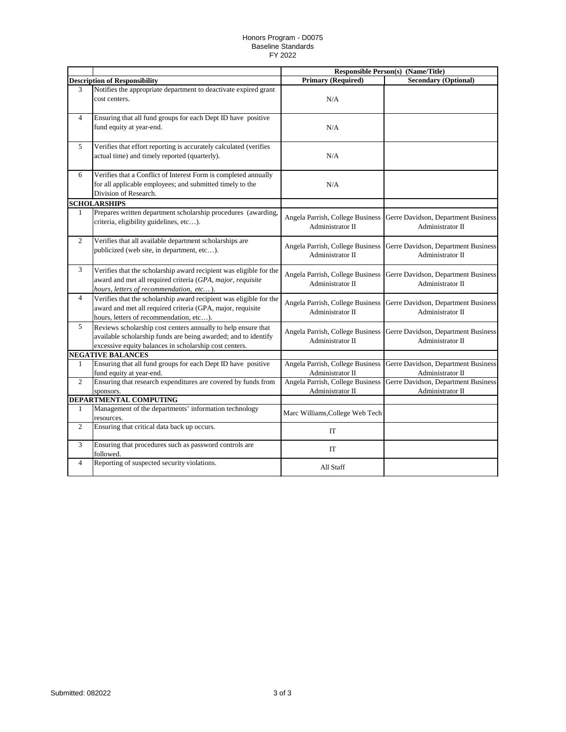Honors Program - D0075
Baseline Standards
FY 2022

| | | Responsible Person(s) (Name/Title) | |
|---|---|---|---|
| **Description of Responsibility** | | **Primary (Required)** | **Secondary (Optional)** |
| 3 | Notifies the appropriate department to deactivate expired grant cost centers. | N/A | |
| 4 | Ensuring that all fund groups for each Dept ID have positive fund equity at year-end. | N/A | |
| 5 | Verifies that effort reporting is accurately calculated (verifies actual time) and timely reported (quarterly). | N/A | |
| 6 | Verifies that a Conflict of Interest Form is completed annually for all applicable employees; and submitted timely to the Division of Research. | N/A | |
| **SCHOLARSHIPS** | | | |
| 1 | Prepares written department scholarship procedures (awarding, criteria, eligibility guidelines, etc…). | Angela Parrish, College Business Administrator II | Gerre Davidson, Department Business Administrator II |
| 2 | Verifies that all available department scholarships are publicized (web site, in department, etc…). | Angela Parrish, College Business Administrator II | Gerre Davidson, Department Business Administrator II |
| 3 | Verifies that the scholarship award recipient was eligible for the award and met all required criteria (*GPA, major, requisite hours, letters of recommendation, etc…*). | Angela Parrish, College Business Administrator II | Gerre Davidson, Department Business Administrator II |
| 4 | Verifies that the scholarship award recipient was eligible for the award and met all required criteria (GPA, major, requisite hours, letters of recommendation, etc…). | Angela Parrish, College Business Administrator II | Gerre Davidson, Department Business Administrator II |
| 5 | Reviews scholarship cost centers annually to help ensure that available scholarship funds are being awarded; and to identify excessive equity balances in scholarship cost centers. | Angela Parrish, College Business Administrator II | Gerre Davidson, Department Business Administrator II |
| **NEGATIVE BALANCES** | | | |
| 1 | Ensuring that all fund groups for each Dept ID have positive fund equity at year-end. | Angela Parrish, College Business Administrator II | Gerre Davidson, Department Business Administrator II |
| 2 | Ensuring that research expenditures are covered by funds from sponsors. | Angela Parrish, College Business Administrator II | Gerre Davidson, Department Business Administrator II |
| **DEPARTMENTAL COMPUTING** | | | |
| 1 | Management of the departments' information technology resources. | Marc Williams,College Web Tech | |
| 2 | Ensuring that critical data back up occurs. | IT | |
| 3 | Ensuring that procedures such as password controls are followed. | IT | |
| 4 | Reporting of suspected security violations. | All Staff | |

Submitted: 082022